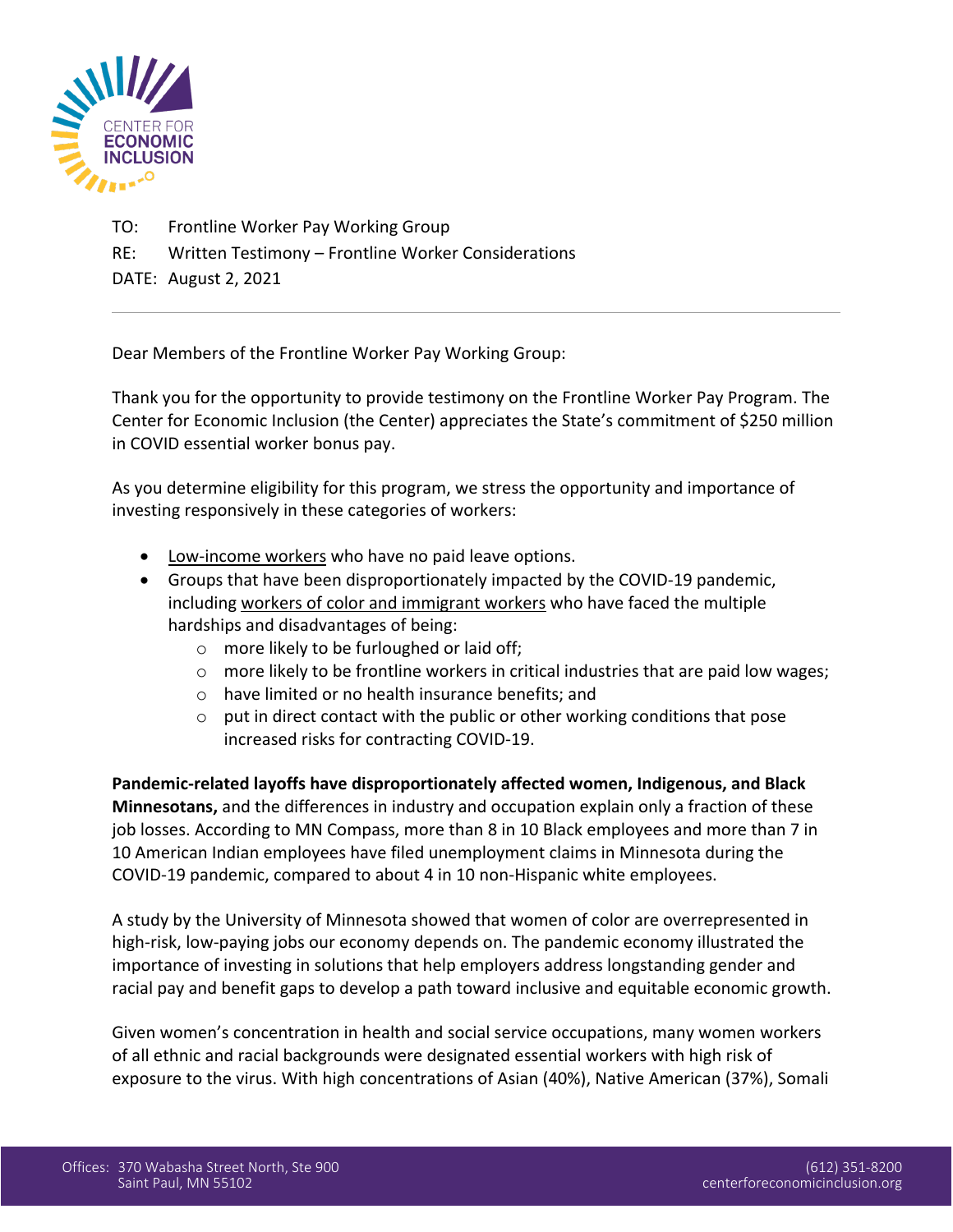TO: Frontline Worker Pay Working Group
RE: Written Testimony – Frontline Worker Considerations
DATE: August 2, 2021

---

Dear Members of the Frontline Worker Pay Working Group:

Thank you for the opportunity to provide testimony on the Frontline Worker Pay Program. The Center for Economic Inclusion (the Center) appreciates the State's commitment of $250 million in COVID essential worker bonus pay.

As you determine eligibility for this program, we stress the opportunity and importance of investing responsively in these categories of workers:

- Low-income workers who have no paid leave options.
- Groups that have been disproportionately impacted by the COVID-19 pandemic, including workers of color and immigrant workers who have faced the multiple hardships and disadvantages of being:
  - more likely to be furloughed or laid off;
  - more likely to be frontline workers in critical industries that are paid low wages;
  - have limited or no health insurance benefits; and
  - put in direct contact with the public or other working conditions that pose increased risks for contracting COVID-19.

**Pandemic-related layoffs have disproportionately affected women, Indigenous, and Black Minnesotans,** and the differences in industry and occupation explain only a fraction of these job losses. According to MN Compass, more than 8 in 10 Black employees and more than 7 in 10 American Indian employees have filed unemployment claims in Minnesota during the COVID-19 pandemic, compared to about 4 in 10 non-Hispanic white employees.

A study by the University of Minnesota showed that women of color are overrepresented in high-risk, low-paying jobs our economy depends on. The pandemic economy illustrated the importance of investing in solutions that help employers address longstanding gender and racial pay and benefit gaps to develop a path toward inclusive and equitable economic growth.

Given women's concentration in health and social service occupations, many women workers of all ethnic and racial backgrounds were designated essential workers with high risk of exposure to the virus. With high concentrations of Asian (40%), Native American (37%), Somali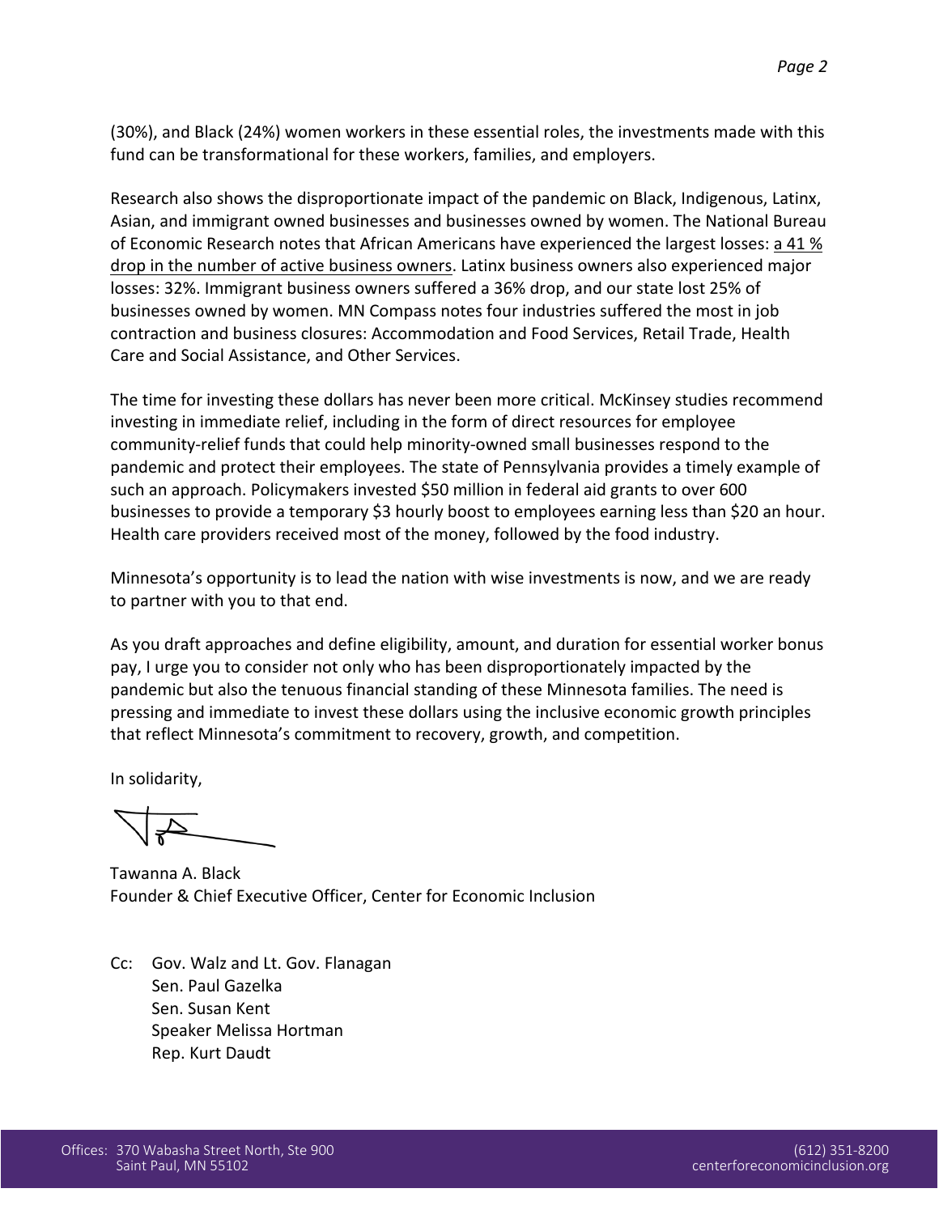(30%), and Black (24%) women workers in these essential roles, the investments made with this fund can be transformational for these workers, families, and employers.

Research also shows the disproportionate impact of the pandemic on Black, Indigenous, Latinx, Asian, and immigrant owned businesses and businesses owned by women. The National Bureau of Economic Research notes that African Americans have experienced the largest losses: a 41 % drop in the number of active business owners. Latinx business owners also experienced major losses: 32%. Immigrant business owners suffered a 36% drop, and our state lost 25% of businesses owned by women. MN Compass notes four industries suffered the most in job contraction and business closures: Accommodation and Food Services, Retail Trade, Health Care and Social Assistance, and Other Services.

The time for investing these dollars has never been more critical. McKinsey studies recommend investing in immediate relief, including in the form of direct resources for employee community-relief funds that could help minority-owned small businesses respond to the pandemic and protect their employees. The state of Pennsylvania provides a timely example of such an approach. Policymakers invested $50 million in federal aid grants to over 600 businesses to provide a temporary $3 hourly boost to employees earning less than $20 an hour. Health care providers received most of the money, followed by the food industry.

Minnesota's opportunity is to lead the nation with wise investments is now, and we are ready to partner with you to that end.

As you draft approaches and define eligibility, amount, and duration for essential worker bonus pay, I urge you to consider not only who has been disproportionately impacted by the pandemic but also the tenuous financial standing of these Minnesota families. The need is pressing and immediate to invest these dollars using the inclusive economic growth principles that reflect Minnesota's commitment to recovery, growth, and competition.

In solidarity,

Tawanna A. Black
Founder & Chief Executive Officer, Center for Economic Inclusion

Cc: Gov. Walz and Lt. Gov. Flanagan
Sen. Paul Gazelka
Sen. Susan Kent
Speaker Melissa Hortman
Rep. Kurt Daudt

Offices: 370 Wabasha Street North, Ste 900
Saint Paul, MN 55102

(612) 351-8200
centerforeconomicinclusion.org